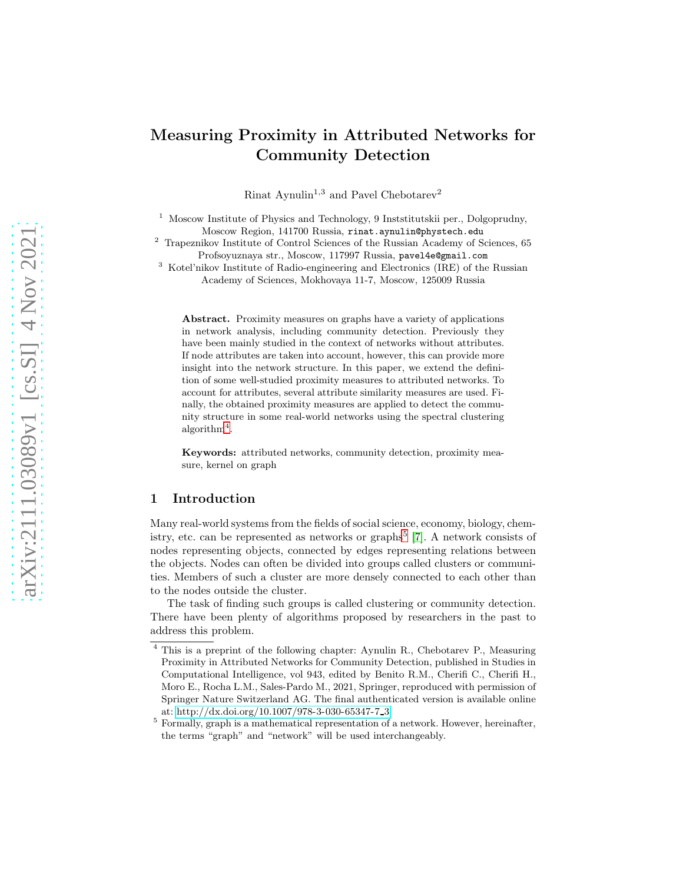# Measuring Proximity in Attributed Networks for Community Detection

Rinat Aynulin[1,3] and Pavel Chebotarev[2]

[1] Moscow Institute of Physics and Technology, 9 Inststitutskii per., Dolgoprudny, Moscow Region, 141700 Russia, rinat.aynulin@phystech.edu

[2] Trapeznikov Institute of Control Sciences of the Russian Academy of Sciences, 65 Profsoyuznaya str., Moscow, 117997 Russia, pavel4e@gmail.com

[3] Kotel'nikov Institute of Radio-engineering and Electronics (IRE) of the Russian Academy of Sciences, Mokhovaya 11-7, Moscow, 125009 Russia

**Abstract.** Proximity measures on graphs have a variety of applications in network analysis, including community detection. Previously they have been mainly studied in the context of networks without attributes. If node attributes are taken into account, however, this can provide more insight into the network structure. In this paper, we extend the definition of some well-studied proximity measures to attributed networks. To account for attributes, several attribute similarity measures are used. Finally, the obtained proximity measures are applied to detect the community structure in some real-world networks using the spectral clustering algorithm[4].

**Keywords:** attributed networks, community detection, proximity measure, kernel on graph

## 1 Introduction

Many real-world systems from the fields of social science, economy, biology, chemistry, etc. can be represented as networks or graphs[5] [7]. A network consists of nodes representing objects, connected by edges representing relations between the objects. Nodes can often be divided into groups called clusters or communities. Members of such a cluster are more densely connected to each other than to the nodes outside the cluster.

The task of finding such groups is called clustering or community detection. There have been plenty of algorithms proposed by researchers in the past to address this problem.

[4] This is a preprint of the following chapter: Aynulin R., Chebotarev P., Measuring Proximity in Attributed Networks for Community Detection, published in Studies in Computational Intelligence, vol 943, edited by Benito R.M., Cherifi C., Cherifi H., Moro E., Rocha L.M., Sales-Pardo M., 2021, Springer, reproduced with permission of Springer Nature Switzerland AG. The final authenticated version is available online at: http://dx.doi.org/10.1007/978-3-030-65347-7_3

[5] Formally, graph is a mathematical representation of a network. However, hereinafter, the terms "graph" and "network" will be used interchangeably.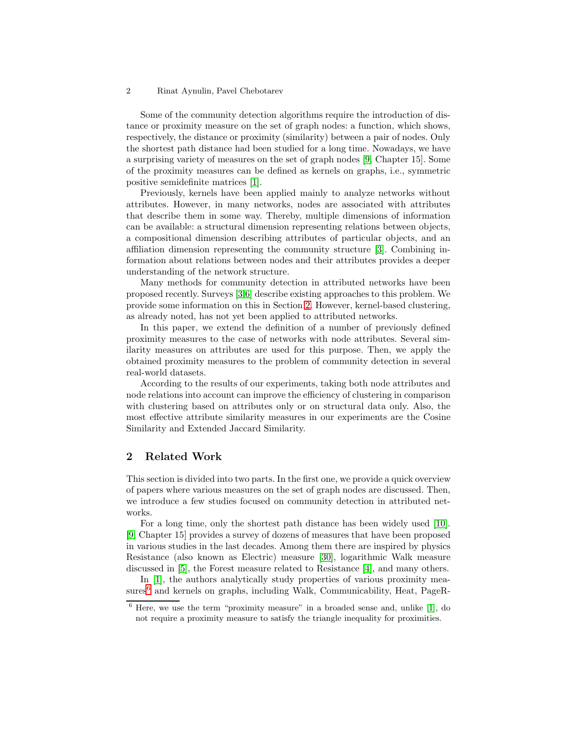Some of the community detection algorithms require the introduction of distance or proximity measure on the set of graph nodes: a function, which shows, respectively, the distance or proximity (similarity) between a pair of nodes. Only the shortest path distance had been studied for a long time. Nowadays, we have a surprising variety of measures on the set of graph nodes [9, Chapter 15]. Some of the proximity measures can be defined as kernels on graphs, i.e., symmetric positive semidefinite matrices [1].

Previously, kernels have been applied mainly to analyze networks without attributes. However, in many networks, nodes are associated with attributes that describe them in some way. Thereby, multiple dimensions of information can be available: a structural dimension representing relations between objects, a compositional dimension describing attributes of particular objects, and an affiliation dimension representing the community structure [3]. Combining information about relations between nodes and their attributes provides a deeper understanding of the network structure.

Many methods for community detection in attributed networks have been proposed recently. Surveys [3,6] describe existing approaches to this problem. We provide some information on this in Section 2. However, kernel-based clustering, as already noted, has not yet been applied to attributed networks.

In this paper, we extend the definition of a number of previously defined proximity measures to the case of networks with node attributes. Several similarity measures on attributes are used for this purpose. Then, we apply the obtained proximity measures to the problem of community detection in several real-world datasets.

According to the results of our experiments, taking both node attributes and node relations into account can improve the efficiency of clustering in comparison with clustering based on attributes only or on structural data only. Also, the most effective attribute similarity measures in our experiments are the Cosine Similarity and Extended Jaccard Similarity.

## 2 Related Work

This section is divided into two parts. In the first one, we provide a quick overview of papers where various measures on the set of graph nodes are discussed. Then, we introduce a few studies focused on community detection in attributed networks.

For a long time, only the shortest path distance has been widely used [10]. [9, Chapter 15] provides a survey of dozens of measures that have been proposed in various studies in the last decades. Among them there are inspired by physics Resistance (also known as Electric) measure [30], logarithmic Walk measure discussed in [5], the Forest measure related to Resistance [4], and many others.

In [1], the authors analytically study properties of various proximity measures[6] and kernels on graphs, including Walk, Communicability, Heat, PageR-

[6] Here, we use the term "proximity measure" in a broaded sense and, unlike [1], do not require a proximity measure to satisfy the triangle inequality for proximities.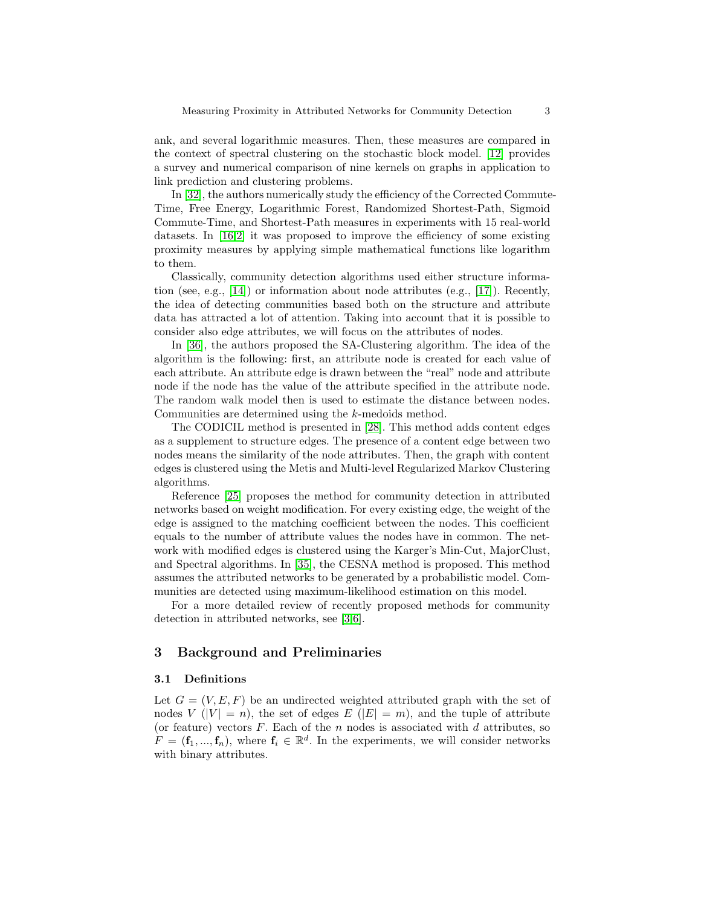ank, and several logarithmic measures. Then, these measures are compared in the context of spectral clustering on the stochastic block model. [12] provides a survey and numerical comparison of nine kernels on graphs in application to link prediction and clustering problems.

In [32], the authors numerically study the efficiency of the Corrected Commute-Time, Free Energy, Logarithmic Forest, Randomized Shortest-Path, Sigmoid Commute-Time, and Shortest-Path measures in experiments with 15 real-world datasets. In [16,2] it was proposed to improve the efficiency of some existing proximity measures by applying simple mathematical functions like logarithm to them.

Classically, community detection algorithms used either structure information (see, e.g., [14]) or information about node attributes (e.g., [17]). Recently, the idea of detecting communities based both on the structure and attribute data has attracted a lot of attention. Taking into account that it is possible to consider also edge attributes, we will focus on the attributes of nodes.

In [36], the authors proposed the SA-Clustering algorithm. The idea of the algorithm is the following: first, an attribute node is created for each value of each attribute. An attribute edge is drawn between the "real" node and attribute node if the node has the value of the attribute specified in the attribute node. The random walk model then is used to estimate the distance between nodes. Communities are determined using the $k$-medoids method.

The CODICIL method is presented in [28]. This method adds content edges as a supplement to structure edges. The presence of a content edge between two nodes means the similarity of the node attributes. Then, the graph with content edges is clustered using the Metis and Multi-level Regularized Markov Clustering algorithms.

Reference [25] proposes the method for community detection in attributed networks based on weight modification. For every existing edge, the weight of the edge is assigned to the matching coefficient between the nodes. This coefficient equals to the number of attribute values the nodes have in common. The network with modified edges is clustered using the Karger's Min-Cut, MajorClust, and Spectral algorithms. In [35], the CESNA method is proposed. This method assumes the attributed networks to be generated by a probabilistic model. Communities are detected using maximum-likelihood estimation on this model.

For a more detailed review of recently proposed methods for community detection in attributed networks, see [3,6].

## 3 Background and Preliminaries

### 3.1 Definitions

Let $G = (V, E, F)$ be an undirected weighted attributed graph with the set of nodes $V$ ($|V| = n$), the set of edges $E$ ($|E| = m$), and the tuple of attribute (or feature) vectors $F$. Each of the $n$ nodes is associated with $d$ attributes, so $F = (\mathbf{f}_1, ..., \mathbf{f}_n)$, where $\mathbf{f}_i \in \mathbb{R}^d$. In the experiments, we will consider networks with binary attributes.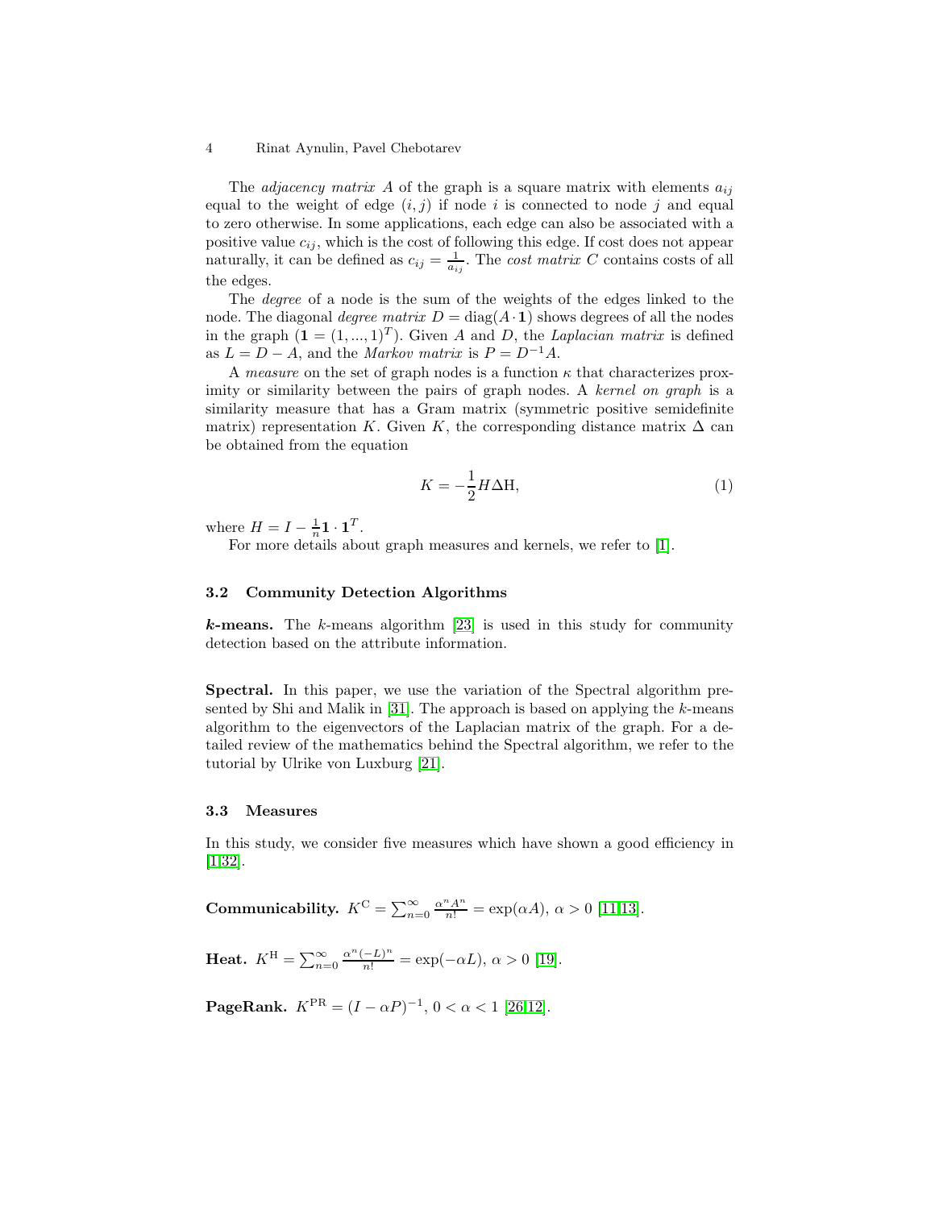The *adjacency matrix* $A$ of the graph is a square matrix with elements $a_{ij}$ equal to the weight of edge $(i, j)$ if node $i$ is connected to node $j$ and equal to zero otherwise. In some applications, each edge can also be associated with a positive value $c_{ij}$, which is the cost of following this edge. If cost does not appear naturally, it can be defined as $c_{ij} = \frac{1}{a_{ij}}$. The *cost matrix* $C$ contains costs of all the edges.

The *degree* of a node is the sum of the weights of the edges linked to the node. The diagonal *degree matrix* $D = \text{diag}(A \cdot \mathbf{1})$ shows degrees of all the nodes in the graph ($\mathbf{1} = (1, ..., 1)^T$). Given $A$ and $D$, the *Laplacian matrix* is defined as $L = D - A$, and the *Markov matrix* is $P = D^{-1}A$.

A *measure* on the set of graph nodes is a function $\kappa$ that characterizes proximity or similarity between the pairs of graph nodes. A *kernel on graph* is a similarity measure that has a Gram matrix (symmetric positive semidefinite matrix) representation $K$. Given $K$, the corresponding distance matrix $\Delta$ can be obtained from the equation

$$K = -\frac{1}{2} H \Delta \mathrm{H}, \tag{1}$$

where $H = I - \frac{1}{n}\mathbf{1} \cdot \mathbf{1}^T$.

For more details about graph measures and kernels, we refer to [1].

### 3.2 Community Detection Algorithms

***k*-means.** The $k$-means algorithm [23] is used in this study for community detection based on the attribute information.

**Spectral.** In this paper, we use the variation of the Spectral algorithm presented by Shi and Malik in [31]. The approach is based on applying the $k$-means algorithm to the eigenvectors of the Laplacian matrix of the graph. For a detailed review of the mathematics behind the Spectral algorithm, we refer to the tutorial by Ulrike von Luxburg [21].

### 3.3 Measures

In this study, we consider five measures which have shown a good efficiency in [1,32].

**Communicability.** $K^{\mathrm{C}} = \sum_{n=0}^{\infty} \frac{\alpha^n A^n}{n!} = \exp(\alpha A)$, $\alpha > 0$ [11,13].

**Heat.** $K^{\mathrm{H}} = \sum_{n=0}^{\infty} \frac{\alpha^n (-L)^n}{n!} = \exp(-\alpha L)$, $\alpha > 0$ [19].

**PageRank.** $K^{\mathrm{PR}} = (I - \alpha P)^{-1}$, $0 < \alpha < 1$ [26,12].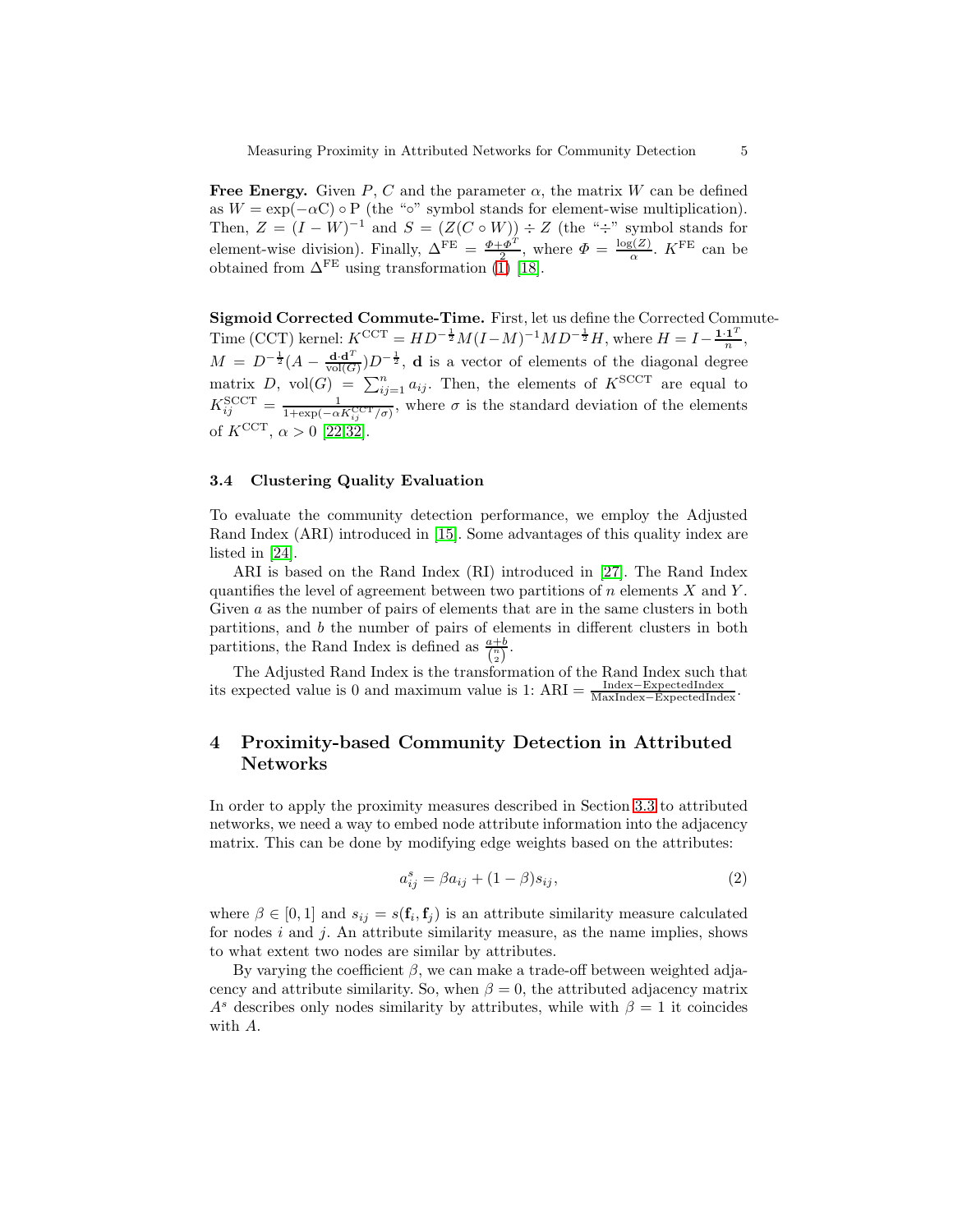**Free Energy.** Given $P$, $C$ and the parameter $\alpha$, the matrix $W$ can be defined as $W = \exp(-\alpha \mathrm{C}) \circ \mathrm{P}$ (the "$\circ$" symbol stands for element-wise multiplication). Then, $Z = (I - W)^{-1}$ and $S = (Z(C \circ W)) \div Z$ (the "$\div$" symbol stands for element-wise division). Finally, $\Delta^{\mathrm{FE}} = \frac{\Phi + \Phi^T}{2}$, where $\Phi = \frac{\log(Z)}{\alpha}$. $K^{\mathrm{FE}}$ can be obtained from $\Delta^{\mathrm{FE}}$ using transformation (1) [18].

**Sigmoid Corrected Commute-Time.** First, let us define the Corrected Commute-Time (CCT) kernel: $K^{\mathrm{CCT}} = HD^{-\frac{1}{2}}M(I-M)^{-1}MD^{-\frac{1}{2}}H$, where $H = I - \frac{\mathbf{1} \cdot \mathbf{1}^T}{n}$, $M = D^{-\frac{1}{2}}(A - \frac{\mathbf{d} \cdot \mathbf{d}^T}{\mathrm{vol}(G)})D^{-\frac{1}{2}}$, $\mathbf{d}$ is a vector of elements of the diagonal degree matrix $D$, $\mathrm{vol}(G) = \sum_{ij=1}^{n} a_{ij}$. Then, the elements of $K^{\mathrm{SCCT}}$ are equal to $K_{ij}^{\mathrm{SCCT}} = \frac{1}{1+\exp(-\alpha K_{ij}^{\mathrm{CCT}}/\sigma)}$, where $\sigma$ is the standard deviation of the elements of $K^{\mathrm{CCT}}$, $\alpha > 0$ [22,32].

### 3.4 Clustering Quality Evaluation

To evaluate the community detection performance, we employ the Adjusted Rand Index (ARI) introduced in [15]. Some advantages of this quality index are listed in [24].

ARI is based on the Rand Index (RI) introduced in [27]. The Rand Index quantifies the level of agreement between two partitions of $n$ elements $X$ and $Y$. Given $a$ as the number of pairs of elements that are in the same clusters in both partitions, and $b$ the number of pairs of elements in different clusters in both partitions, the Rand Index is defined as $\frac{a+b}{\binom{n}{2}}$.

The Adjusted Rand Index is the transformation of the Rand Index such that its expected value is 0 and maximum value is 1: $\mathrm{ARI} = \frac{\mathrm{Index} - \mathrm{ExpectedIndex}}{\mathrm{MaxIndex} - \mathrm{ExpectedIndex}}$.

## 4 Proximity-based Community Detection in Attributed Networks

In order to apply the proximity measures described in Section 3.3 to attributed networks, we need a way to embed node attribute information into the adjacency matrix. This can be done by modifying edge weights based on the attributes:

$$a_{ij}^{s} = \beta a_{ij} + (1 - \beta) s_{ij}, \tag{2}$$

where $\beta \in [0, 1]$ and $s_{ij} = s(\mathbf{f}_i, \mathbf{f}_j)$ is an attribute similarity measure calculated for nodes $i$ and $j$. An attribute similarity measure, as the name implies, shows to what extent two nodes are similar by attributes.

By varying the coefficient $\beta$, we can make a trade-off between weighted adjacency and attribute similarity. So, when $\beta = 0$, the attributed adjacency matrix $A^s$ describes only nodes similarity by attributes, while with $\beta = 1$ it coincides with $A$.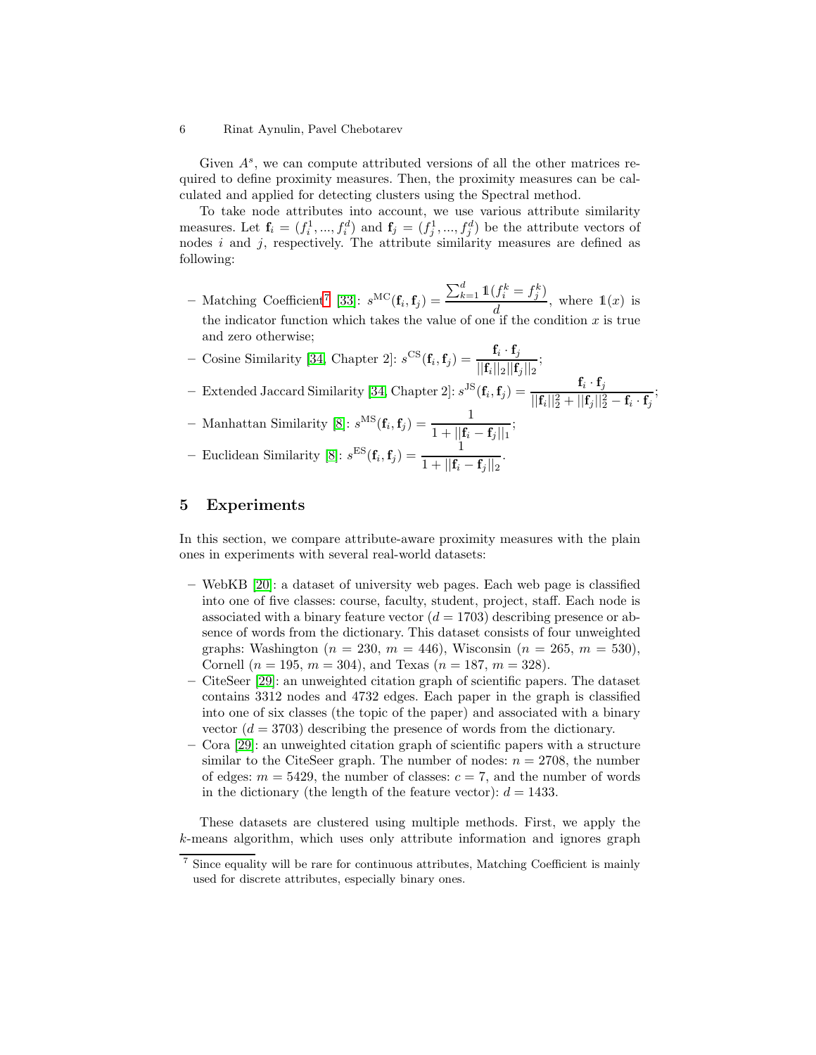Given $A^s$, we can compute attributed versions of all the other matrices required to define proximity measures. Then, the proximity measures can be calculated and applied for detecting clusters using the Spectral method.

To take node attributes into account, we use various attribute similarity measures. Let $\mathbf{f}_i = (f_i^1, ..., f_i^d)$ and $\mathbf{f}_j = (f_j^1, ..., f_j^d)$ be the attribute vectors of nodes $i$ and $j$, respectively. The attribute similarity measures are defined as following:

- Matching Coefficient[7] [33]: $s^{\mathrm{MC}}(\mathbf{f}_i, \mathbf{f}_j) = \dfrac{\sum_{k=1}^{d} \mathbb{1}(f_i^k = f_j^k)}{d}$, where $\mathbb{1}(x)$ is the indicator function which takes the value of one if the condition $x$ is true and zero otherwise;
- Cosine Similarity [34, Chapter 2]: $s^{\mathrm{CS}}(\mathbf{f}_i, \mathbf{f}_j) = \dfrac{\mathbf{f}_i \cdot \mathbf{f}_j}{||\mathbf{f}_i||_2 ||\mathbf{f}_j||_2}$;
- Extended Jaccard Similarity [34, Chapter 2]: $s^{\mathrm{JS}}(\mathbf{f}_i, \mathbf{f}_j) = \dfrac{\mathbf{f}_i \cdot \mathbf{f}_j}{||\mathbf{f}_i||_2^2 + ||\mathbf{f}_j||_2^2 - \mathbf{f}_i \cdot \mathbf{f}_j}$;
- Manhattan Similarity [8]: $s^{\mathrm{MS}}(\mathbf{f}_i, \mathbf{f}_j) = \dfrac{1}{1 + ||\mathbf{f}_i - \mathbf{f}_j||_1}$;
- Euclidean Similarity [8]: $s^{\mathrm{ES}}(\mathbf{f}_i, \mathbf{f}_j) = \dfrac{1}{1 + ||\mathbf{f}_i - \mathbf{f}_j||_2}$.

## 5 Experiments

In this section, we compare attribute-aware proximity measures with the plain ones in experiments with several real-world datasets:

- WebKB [20]: a dataset of university web pages. Each web page is classified into one of five classes: course, faculty, student, project, staff. Each node is associated with a binary feature vector ($d = 1703$) describing presence or absence of words from the dictionary. This dataset consists of four unweighted graphs: Washington ($n = 230$, $m = 446$), Wisconsin ($n = 265$, $m = 530$), Cornell ($n = 195$, $m = 304$), and Texas ($n = 187$, $m = 328$).
- CiteSeer [29]: an unweighted citation graph of scientific papers. The dataset contains 3312 nodes and 4732 edges. Each paper in the graph is classified into one of six classes (the topic of the paper) and associated with a binary vector ($d = 3703$) describing the presence of words from the dictionary.
- Cora [29]: an unweighted citation graph of scientific papers with a structure similar to the CiteSeer graph. The number of nodes: $n = 2708$, the number of edges: $m = 5429$, the number of classes: $c = 7$, and the number of words in the dictionary (the length of the feature vector): $d = 1433$.

These datasets are clustered using multiple methods. First, we apply the $k$-means algorithm, which uses only attribute information and ignores graph

[7] Since equality will be rare for continuous attributes, Matching Coefficient is mainly used for discrete attributes, especially binary ones.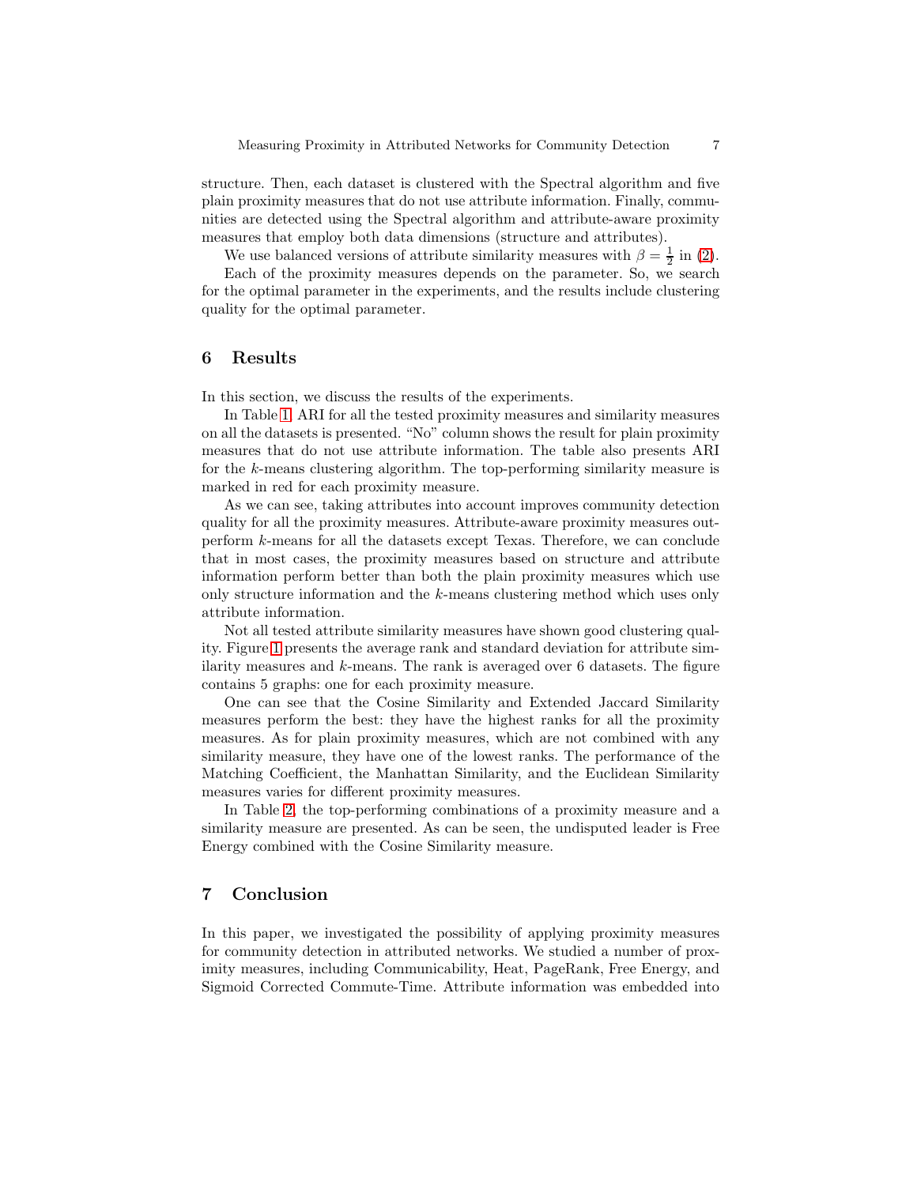structure. Then, each dataset is clustered with the Spectral algorithm and five plain proximity measures that do not use attribute information. Finally, communities are detected using the Spectral algorithm and attribute-aware proximity measures that employ both data dimensions (structure and attributes).

We use balanced versions of attribute similarity measures with $\beta = \frac{1}{2}$ in (2).

Each of the proximity measures depends on the parameter. So, we search for the optimal parameter in the experiments, and the results include clustering quality for the optimal parameter.

## 6 Results

In this section, we discuss the results of the experiments.

In Table 1, ARI for all the tested proximity measures and similarity measures on all the datasets is presented. "No" column shows the result for plain proximity measures that do not use attribute information. The table also presents ARI for the $k$-means clustering algorithm. The top-performing similarity measure is marked in red for each proximity measure.

As we can see, taking attributes into account improves community detection quality for all the proximity measures. Attribute-aware proximity measures outperform $k$-means for all the datasets except Texas. Therefore, we can conclude that in most cases, the proximity measures based on structure and attribute information perform better than both the plain proximity measures which use only structure information and the $k$-means clustering method which uses only attribute information.

Not all tested attribute similarity measures have shown good clustering quality. Figure 1 presents the average rank and standard deviation for attribute similarity measures and $k$-means. The rank is averaged over 6 datasets. The figure contains 5 graphs: one for each proximity measure.

One can see that the Cosine Similarity and Extended Jaccard Similarity measures perform the best: they have the highest ranks for all the proximity measures. As for plain proximity measures, which are not combined with any similarity measure, they have one of the lowest ranks. The performance of the Matching Coefficient, the Manhattan Similarity, and the Euclidean Similarity measures varies for different proximity measures.

In Table 2, the top-performing combinations of a proximity measure and a similarity measure are presented. As can be seen, the undisputed leader is Free Energy combined with the Cosine Similarity measure.

## 7 Conclusion

In this paper, we investigated the possibility of applying proximity measures for community detection in attributed networks. We studied a number of proximity measures, including Communicability, Heat, PageRank, Free Energy, and Sigmoid Corrected Commute-Time. Attribute information was embedded into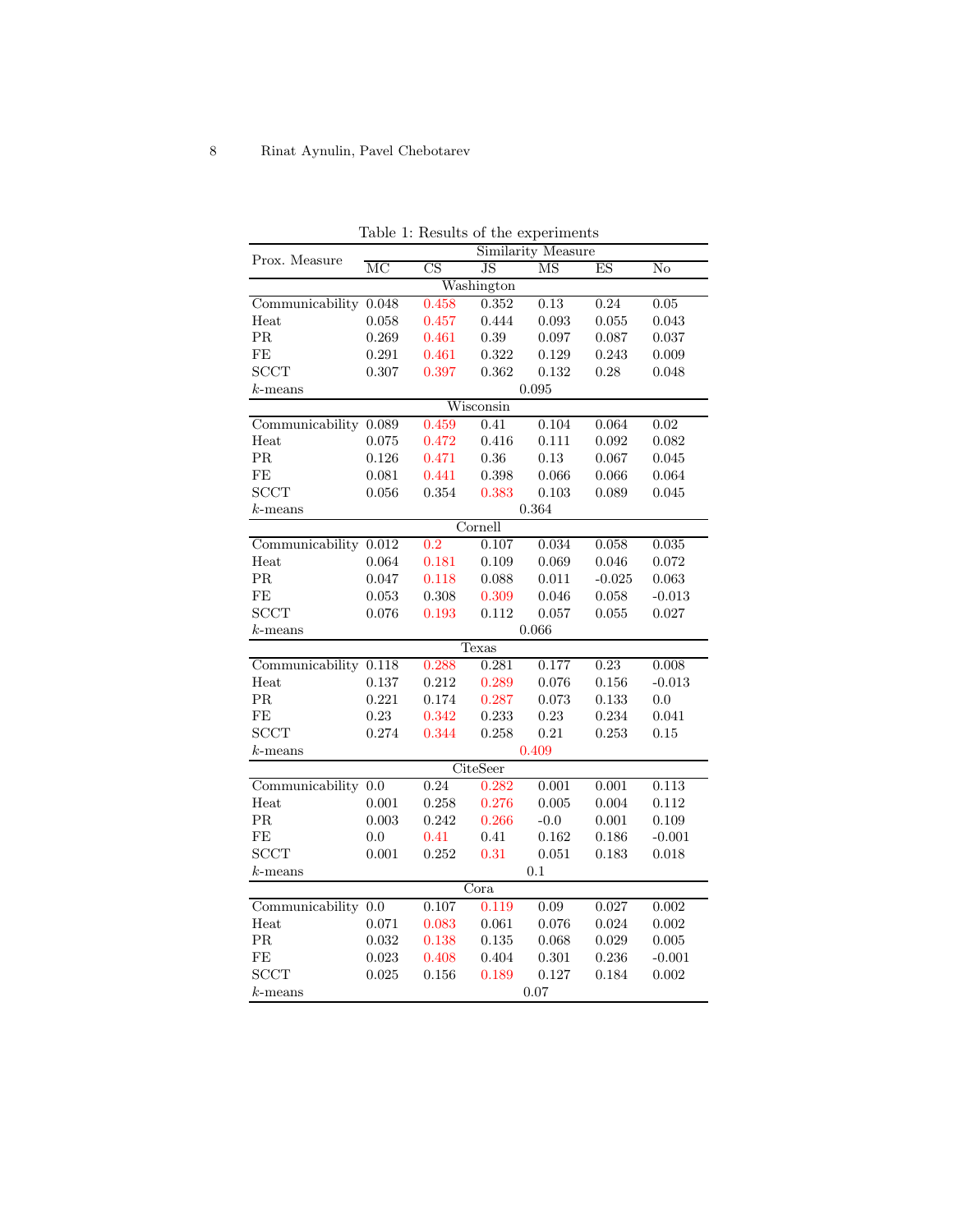Table 1: Results of the experiments

| Prox. Measure | Similarity Measure | | | | | |
|---|---|---|---|---|---|---|
| | MC | CS | JS | MS | ES | No |
| **Washington** | | | | | | |
| Communicability | 0.048 | 0.458 | 0.352 | 0.13 | 0.24 | 0.05 |
| Heat | 0.058 | 0.457 | 0.444 | 0.093 | 0.055 | 0.043 |
| PR | 0.269 | 0.461 | 0.39 | 0.097 | 0.087 | 0.037 |
| FE | 0.291 | 0.461 | 0.322 | 0.129 | 0.243 | 0.009 |
| SCCT | 0.307 | 0.397 | 0.362 | 0.132 | 0.28 | 0.048 |
| $k$-means | | | | 0.095 | | |
| **Wisconsin** | | | | | | |
| Communicability | 0.089 | 0.459 | 0.41 | 0.104 | 0.064 | 0.02 |
| Heat | 0.075 | 0.472 | 0.416 | 0.111 | 0.092 | 0.082 |
| PR | 0.126 | 0.471 | 0.36 | 0.13 | 0.067 | 0.045 |
| FE | 0.081 | 0.441 | 0.398 | 0.066 | 0.066 | 0.064 |
| SCCT | 0.056 | 0.354 | 0.383 | 0.103 | 0.089 | 0.045 |
| $k$-means | | | | 0.364 | | |
| **Cornell** | | | | | | |
| Communicability | 0.012 | 0.2 | 0.107 | 0.034 | 0.058 | 0.035 |
| Heat | 0.064 | 0.181 | 0.109 | 0.069 | 0.046 | 0.072 |
| PR | 0.047 | 0.118 | 0.088 | 0.011 | -0.025 | 0.063 |
| FE | 0.053 | 0.308 | 0.309 | 0.046 | 0.058 | -0.013 |
| SCCT | 0.076 | 0.193 | 0.112 | 0.057 | 0.055 | 0.027 |
| $k$-means | | | | 0.066 | | |
| **Texas** | | | | | | |
| Communicability | 0.118 | 0.288 | 0.281 | 0.177 | 0.23 | 0.008 |
| Heat | 0.137 | 0.212 | 0.289 | 0.076 | 0.156 | -0.013 |
| PR | 0.221 | 0.174 | 0.287 | 0.073 | 0.133 | 0.0 |
| FE | 0.23 | 0.342 | 0.233 | 0.23 | 0.234 | 0.041 |
| SCCT | 0.274 | 0.344 | 0.258 | 0.21 | 0.253 | 0.15 |
| $k$-means | | | | 0.409 | | |
| **CiteSeer** | | | | | | |
| Communicability | 0.0 | 0.24 | 0.282 | 0.001 | 0.001 | 0.113 |
| Heat | 0.001 | 0.258 | 0.276 | 0.005 | 0.004 | 0.112 |
| PR | 0.003 | 0.242 | 0.266 | -0.0 | 0.001 | 0.109 |
| FE | 0.0 | 0.41 | 0.41 | 0.162 | 0.186 | -0.001 |
| SCCT | 0.001 | 0.252 | 0.31 | 0.051 | 0.183 | 0.018 |
| $k$-means | | | | 0.1 | | |
| **Cora** | | | | | | |
| Communicability | 0.0 | 0.107 | 0.119 | 0.09 | 0.027 | 0.002 |
| Heat | 0.071 | 0.083 | 0.061 | 0.076 | 0.024 | 0.002 |
| PR | 0.032 | 0.138 | 0.135 | 0.068 | 0.029 | 0.005 |
| FE | 0.023 | 0.408 | 0.404 | 0.301 | 0.236 | -0.001 |
| SCCT | 0.025 | 0.156 | 0.189 | 0.127 | 0.184 | 0.002 |
| $k$-means | | | | 0.07 | | |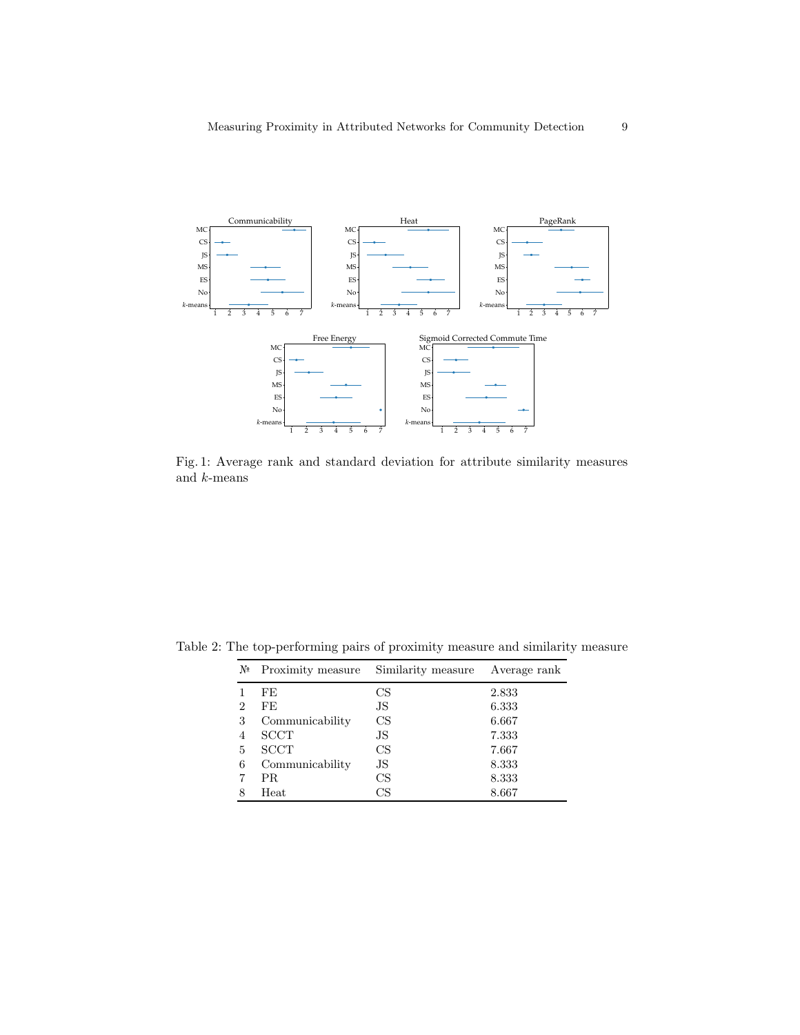Fig. 1: Average rank and standard deviation for attribute similarity measures and $k$-means

Table 2: The top-performing pairs of proximity measure and similarity measure

| № | Proximity measure | Similarity measure | Average rank |
|---|---|---|---|
| 1 | FE | CS | 2.833 |
| 2 | FE | JS | 6.333 |
| 3 | Communicability | CS | 6.667 |
| 4 | SCCT | JS | 7.333 |
| 5 | SCCT | CS | 7.667 |
| 6 | Communicability | JS | 8.333 |
| 7 | PR | CS | 8.333 |
| 8 | Heat | CS | 8.667 |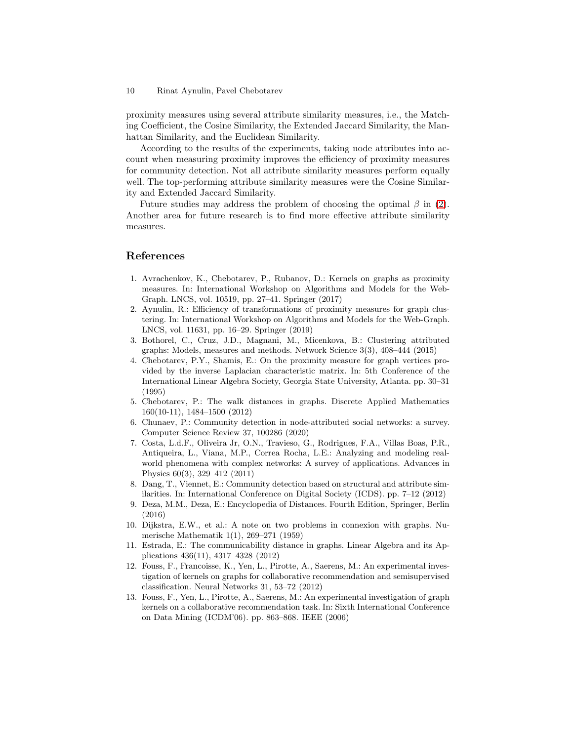proximity measures using several attribute similarity measures, i.e., the Matching Coefficient, the Cosine Similarity, the Extended Jaccard Similarity, the Manhattan Similarity, and the Euclidean Similarity.

According to the results of the experiments, taking node attributes into account when measuring proximity improves the efficiency of proximity measures for community detection. Not all attribute similarity measures perform equally well. The top-performing attribute similarity measures were the Cosine Similarity and Extended Jaccard Similarity.

Future studies may address the problem of choosing the optimal $\beta$ in (2). Another area for future research is to find more effective attribute similarity measures.

## References

1. Avrachenkov, K., Chebotarev, P., Rubanov, D.: Kernels on graphs as proximity measures. In: International Workshop on Algorithms and Models for the Web-Graph. LNCS, vol. 10519, pp. 27–41. Springer (2017)
2. Aynulin, R.: Efficiency of transformations of proximity measures for graph clustering. In: International Workshop on Algorithms and Models for the Web-Graph. LNCS, vol. 11631, pp. 16–29. Springer (2019)
3. Bothorel, C., Cruz, J.D., Magnani, M., Micenkova, B.: Clustering attributed graphs: Models, measures and methods. Network Science 3(3), 408–444 (2015)
4. Chebotarev, P.Y., Shamis, E.: On the proximity measure for graph vertices provided by the inverse Laplacian characteristic matrix. In: 5th Conference of the International Linear Algebra Society, Georgia State University, Atlanta. pp. 30–31 (1995)
5. Chebotarev, P.: The walk distances in graphs. Discrete Applied Mathematics 160(10-11), 1484–1500 (2012)
6. Chunaev, P.: Community detection in node-attributed social networks: a survey. Computer Science Review 37, 100286 (2020)
7. Costa, L.d.F., Oliveira Jr, O.N., Travieso, G., Rodrigues, F.A., Villas Boas, P.R., Antiqueira, L., Viana, M.P., Correa Rocha, L.E.: Analyzing and modeling real-world phenomena with complex networks: A survey of applications. Advances in Physics 60(3), 329–412 (2011)
8. Dang, T., Viennet, E.: Community detection based on structural and attribute similarities. In: International Conference on Digital Society (ICDS). pp. 7–12 (2012)
9. Deza, M.M., Deza, E.: Encyclopedia of Distances. Fourth Edition, Springer, Berlin (2016)
10. Dijkstra, E.W., et al.: A note on two problems in connexion with graphs. Numerische Mathematik 1(1), 269–271 (1959)
11. Estrada, E.: The communicability distance in graphs. Linear Algebra and its Applications 436(11), 4317–4328 (2012)
12. Fouss, F., Francoisse, K., Yen, L., Pirotte, A., Saerens, M.: An experimental investigation of kernels on graphs for collaborative recommendation and semisupervised classification. Neural Networks 31, 53–72 (2012)
13. Fouss, F., Yen, L., Pirotte, A., Saerens, M.: An experimental investigation of graph kernels on a collaborative recommendation task. In: Sixth International Conference on Data Mining (ICDM'06). pp. 863–868. IEEE (2006)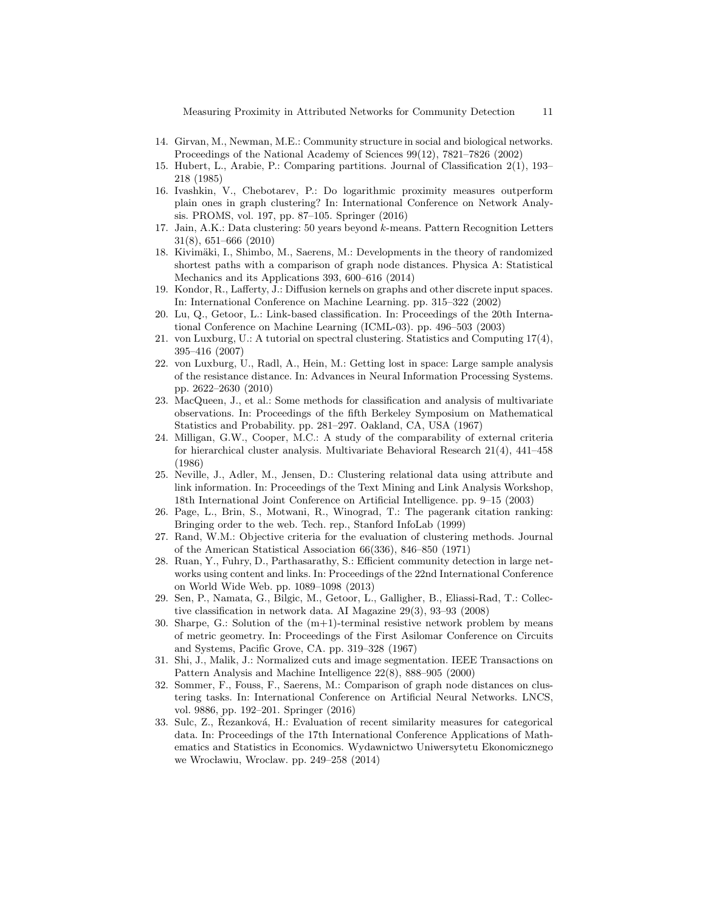14. Girvan, M., Newman, M.E.: Community structure in social and biological networks. Proceedings of the National Academy of Sciences 99(12), 7821–7826 (2002)
15. Hubert, L., Arabie, P.: Comparing partitions. Journal of Classification 2(1), 193–218 (1985)
16. Ivashkin, V., Chebotarev, P.: Do logarithmic proximity measures outperform plain ones in graph clustering? In: International Conference on Network Analysis. PROMS, vol. 197, pp. 87–105. Springer (2016)
17. Jain, A.K.: Data clustering: 50 years beyond $k$-means. Pattern Recognition Letters 31(8), 651–666 (2010)
18. Kivimäki, I., Shimbo, M., Saerens, M.: Developments in the theory of randomized shortest paths with a comparison of graph node distances. Physica A: Statistical Mechanics and its Applications 393, 600–616 (2014)
19. Kondor, R., Lafferty, J.: Diffusion kernels on graphs and other discrete input spaces. In: International Conference on Machine Learning. pp. 315–322 (2002)
20. Lu, Q., Getoor, L.: Link-based classification. In: Proceedings of the 20th International Conference on Machine Learning (ICML-03). pp. 496–503 (2003)
21. von Luxburg, U.: A tutorial on spectral clustering. Statistics and Computing 17(4), 395–416 (2007)
22. von Luxburg, U., Radl, A., Hein, M.: Getting lost in space: Large sample analysis of the resistance distance. In: Advances in Neural Information Processing Systems. pp. 2622–2630 (2010)
23. MacQueen, J., et al.: Some methods for classification and analysis of multivariate observations. In: Proceedings of the fifth Berkeley Symposium on Mathematical Statistics and Probability. pp. 281–297. Oakland, CA, USA (1967)
24. Milligan, G.W., Cooper, M.C.: A study of the comparability of external criteria for hierarchical cluster analysis. Multivariate Behavioral Research 21(4), 441–458 (1986)
25. Neville, J., Adler, M., Jensen, D.: Clustering relational data using attribute and link information. In: Proceedings of the Text Mining and Link Analysis Workshop, 18th International Joint Conference on Artificial Intelligence. pp. 9–15 (2003)
26. Page, L., Brin, S., Motwani, R., Winograd, T.: The pagerank citation ranking: Bringing order to the web. Tech. rep., Stanford InfoLab (1999)
27. Rand, W.M.: Objective criteria for the evaluation of clustering methods. Journal of the American Statistical Association 66(336), 846–850 (1971)
28. Ruan, Y., Fuhry, D., Parthasarathy, S.: Efficient community detection in large networks using content and links. In: Proceedings of the 22nd International Conference on World Wide Web. pp. 1089–1098 (2013)
29. Sen, P., Namata, G., Bilgic, M., Getoor, L., Galligher, B., Eliassi-Rad, T.: Collective classification in network data. AI Magazine 29(3), 93–93 (2008)
30. Sharpe, G.: Solution of the (m+1)-terminal resistive network problem by means of metric geometry. In: Proceedings of the First Asilomar Conference on Circuits and Systems, Pacific Grove, CA. pp. 319–328 (1967)
31. Shi, J., Malik, J.: Normalized cuts and image segmentation. IEEE Transactions on Pattern Analysis and Machine Intelligence 22(8), 888–905 (2000)
32. Sommer, F., Fouss, F., Saerens, M.: Comparison of graph node distances on clustering tasks. In: International Conference on Artificial Neural Networks. LNCS, vol. 9886, pp. 192–201. Springer (2016)
33. Sulc, Z., Rezanková, H.: Evaluation of recent similarity measures for categorical data. In: Proceedings of the 17th International Conference Applications of Mathematics and Statistics in Economics. Wydawnictwo Uniwersytetu Ekonomicznego we Wrocławiu, Wroclaw. pp. 249–258 (2014)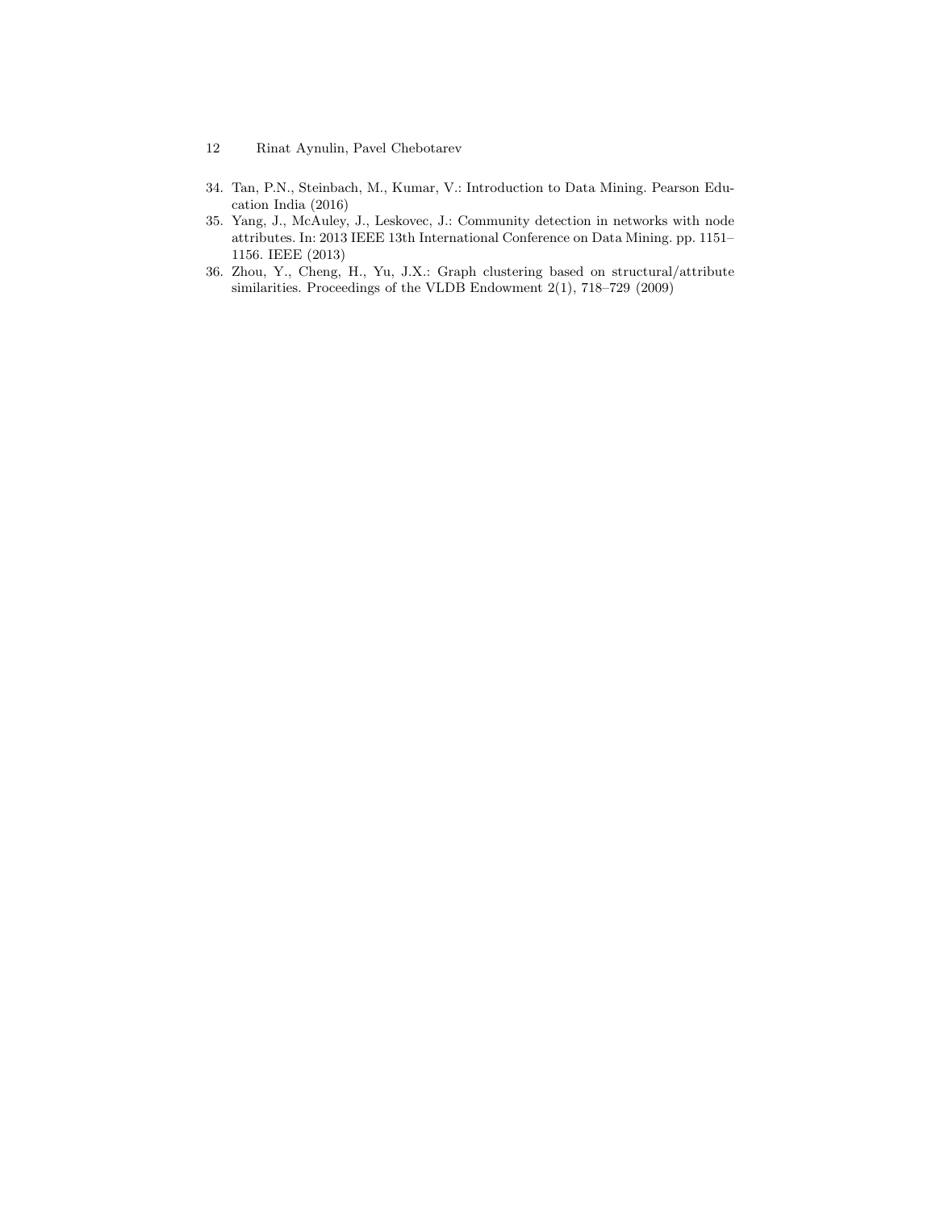34. Tan, P.N., Steinbach, M., Kumar, V.: Introduction to Data Mining. Pearson Education India (2016)
35. Yang, J., McAuley, J., Leskovec, J.: Community detection in networks with node attributes. In: 2013 IEEE 13th International Conference on Data Mining. pp. 1151–1156. IEEE (2013)
36. Zhou, Y., Cheng, H., Yu, J.X.: Graph clustering based on structural/attribute similarities. Proceedings of the VLDB Endowment 2(1), 718–729 (2009)